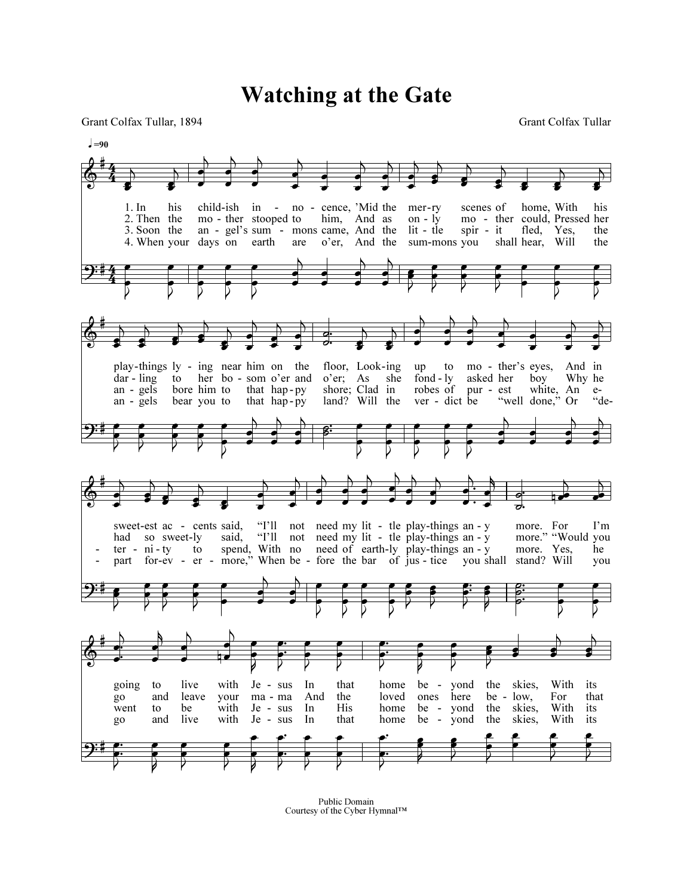# Watching at the Gate

Grant Colfax Tullar, 1894

Grant Colfax Tullar

♩=90

1. In his child-ish in - no - cence, 'Mid the mer-ry scenes of home, With his play-things ly - ing near him on the floor, Look-ing up to mo - ther's eyes, And in sweet-est ac - cents said, "I'll not need my lit - tle play-things an - y more. For I'm going to live with Je - sus In that home be - yond the skies, With its

2. Then the mo - ther stooped to him, And as on - ly mo - ther could, Pressed her dar - ling to her bo - som o'er and o'er; As she fond - ly asked her boy Why he had so sweet-ly said, "I'll not need my lit - tle play-things an - y more." "Would you go and leave your ma - ma And the loved ones here be - low, For that

3. Soon the an - gel's sum - mons came, And the lit - tle spir - it fled, Yes, the an - gels bore him to that hap - py shore; Clad in robes of pur - est white, An e - ter - ni - ty to spend, With no need of earth-ly play-things an - y more. Yes, he went to be with Je - sus In His home be - yond the skies, With its

4. When your days on earth are o'er, And the sum-mons you shall hear, Will the an - gels bear you to that hap - py land? Will the ver - dict be "well done," Or "de - part for-ev - er - more," When be - fore the bar of jus - tice you shall stand? Will you go and live with Je - sus In that home be - yond the skies, With its

Public Domain
Courtesy of the Cyber Hymnal™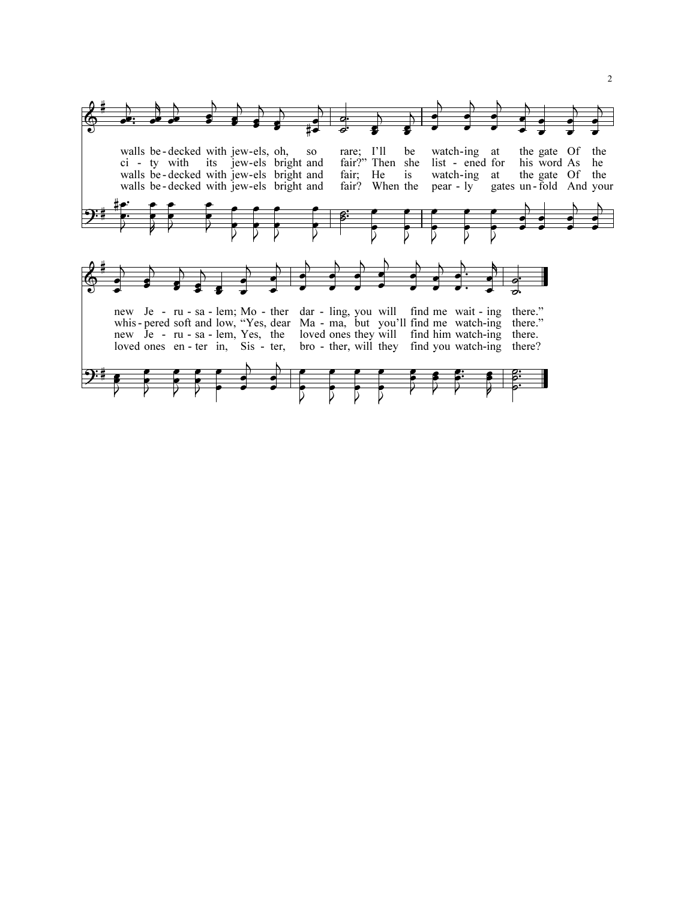walls be - decked with jew-els, oh, so rare; I'll be watch-ing at the gate Of the
ci - ty with its jew-els bright and fair?" Then she list - ened for his word As he
walls be - decked with jew-els bright and fair; He is watch-ing at the gate Of the
walls be - decked with jew-els bright and fair? When the pear - ly gates un - fold And your

new Je - ru - sa - lem; Mo - ther dar - ling, you will find me wait - ing there."
whis - pered soft and low, "Yes, dear Ma - ma, but you'll find me watch-ing there."
new Je - ru - sa - lem, Yes, the loved ones they will find him watch-ing there.
loved ones en - ter in, Sis - ter, bro - ther, will they find you watch-ing there?